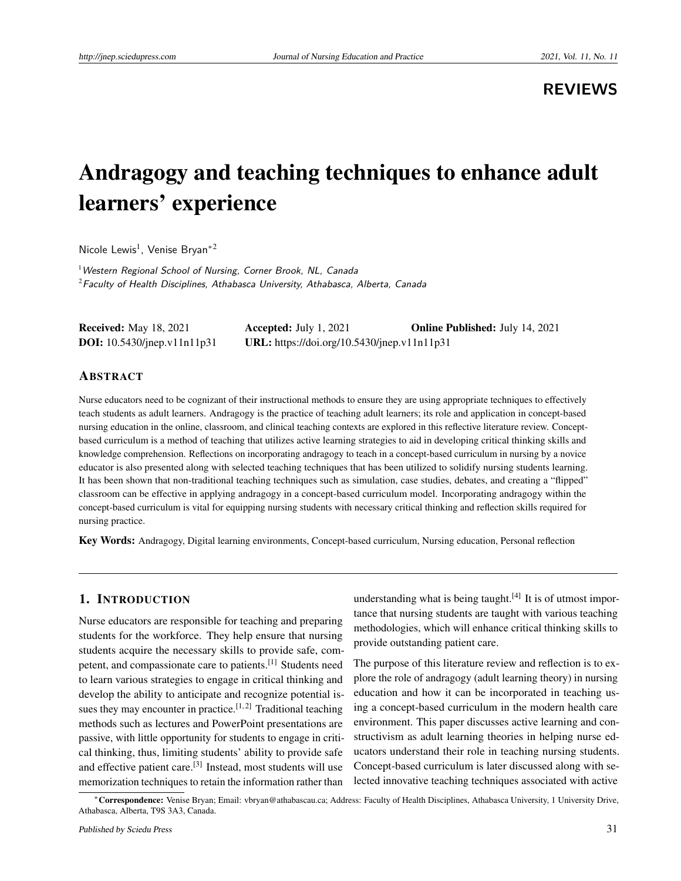REVIEWS

# Andragogy and teaching techniques to enhance adult learners' experience

Nicole Lewis[1], Venise Bryan*[2]

[1] *Western Regional School of Nursing, Corner Brook, NL, Canada*
[2] *Faculty of Health Disciplines, Athabasca University, Athabasca, Alberta, Canada*

**Received:** May 18, 2021 **Accepted:** July 1, 2021 **Online Published:** July 14, 2021
**DOI:** 10.5430/jnep.v11n11p31 **URL:** https://doi.org/10.5430/jnep.v11n11p31

## ABSTRACT

Nurse educators need to be cognizant of their instructional methods to ensure they are using appropriate techniques to effectively teach students as adult learners. Andragogy is the practice of teaching adult learners; its role and application in concept-based nursing education in the online, classroom, and clinical teaching contexts are explored in this reflective literature review. Concept-based curriculum is a method of teaching that utilizes active learning strategies to aid in developing critical thinking skills and knowledge comprehension. Reflections on incorporating andragogy to teach in a concept-based curriculum in nursing by a novice educator is also presented along with selected teaching techniques that has been utilized to solidify nursing students learning. It has been shown that non-traditional teaching techniques such as simulation, case studies, debates, and creating a "flipped" classroom can be effective in applying andragogy in a concept-based curriculum model. Incorporating andragogy within the concept-based curriculum is vital for equipping nursing students with necessary critical thinking and reflection skills required for nursing practice.

**Key Words:** Andragogy, Digital learning environments, Concept-based curriculum, Nursing education, Personal reflection

## 1. INTRODUCTION

Nurse educators are responsible for teaching and preparing students for the workforce. They help ensure that nursing students acquire the necessary skills to provide safe, competent, and compassionate care to patients.[1] Students need to learn various strategies to engage in critical thinking and develop the ability to anticipate and recognize potential issues they may encounter in practice.[1,2] Traditional teaching methods such as lectures and PowerPoint presentations are passive, with little opportunity for students to engage in critical thinking, thus, limiting students' ability to provide safe and effective patient care.[3] Instead, most students will use memorization techniques to retain the information rather than understanding what is being taught.[4] It is of utmost importance that nursing students are taught with various teaching methodologies, which will enhance critical thinking skills to provide outstanding patient care.

The purpose of this literature review and reflection is to explore the role of andragogy (adult learning theory) in nursing education and how it can be incorporated in teaching using a concept-based curriculum in the modern health care environment. This paper discusses active learning and constructivism as adult learning theories in helping nurse educators understand their role in teaching nursing students. Concept-based curriculum is later discussed along with selected innovative teaching techniques associated with active

*Correspondence: Venise Bryan; Email: vbryan@athabascau.ca; Address: Faculty of Health Disciplines, Athabasca University, 1 University Drive, Athabasca, Alberta, T9S 3A3, Canada.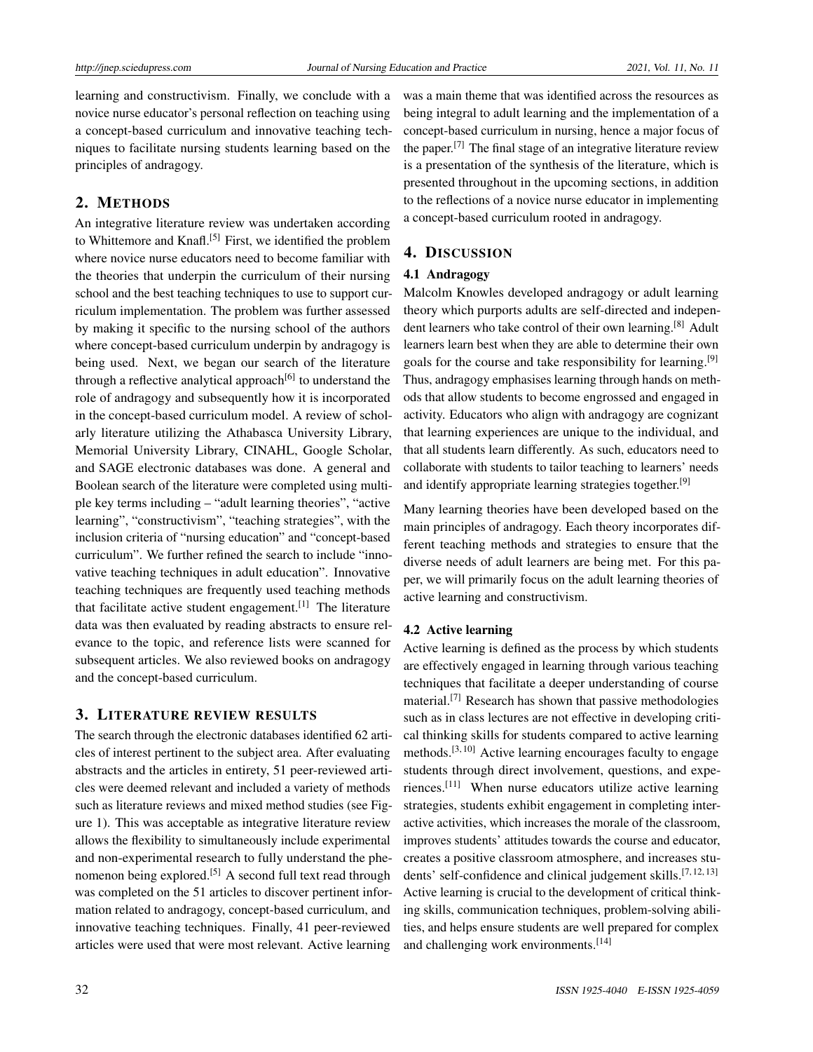learning and constructivism. Finally, we conclude with a novice nurse educator's personal reflection on teaching using a concept-based curriculum and innovative teaching techniques to facilitate nursing students learning based on the principles of andragogy.

## 2. METHODS

An integrative literature review was undertaken according to Whittemore and Knafl.[5] First, we identified the problem where novice nurse educators need to become familiar with the theories that underpin the curriculum of their nursing school and the best teaching techniques to use to support curriculum implementation. The problem was further assessed by making it specific to the nursing school of the authors where concept-based curriculum underpin by andragogy is being used. Next, we began our search of the literature through a reflective analytical approach[6] to understand the role of andragogy and subsequently how it is incorporated in the concept-based curriculum model. A review of scholarly literature utilizing the Athabasca University Library, Memorial University Library, CINAHL, Google Scholar, and SAGE electronic databases was done. A general and Boolean search of the literature were completed using multiple key terms including – "adult learning theories", "active learning", "constructivism", "teaching strategies", with the inclusion criteria of "nursing education" and "concept-based curriculum". We further refined the search to include "innovative teaching techniques in adult education". Innovative teaching techniques are frequently used teaching methods that facilitate active student engagement.[1] The literature data was then evaluated by reading abstracts to ensure relevance to the topic, and reference lists were scanned for subsequent articles. We also reviewed books on andragogy and the concept-based curriculum.

## 3. LITERATURE REVIEW RESULTS

The search through the electronic databases identified 62 articles of interest pertinent to the subject area. After evaluating abstracts and the articles in entirety, 51 peer-reviewed articles were deemed relevant and included a variety of methods such as literature reviews and mixed method studies (see Figure 1). This was acceptable as integrative literature review allows the flexibility to simultaneously include experimental and non-experimental research to fully understand the phenomenon being explored.[5] A second full text read through was completed on the 51 articles to discover pertinent information related to andragogy, concept-based curriculum, and innovative teaching techniques. Finally, 41 peer-reviewed articles were used that were most relevant. Active learning was a main theme that was identified across the resources as being integral to adult learning and the implementation of a concept-based curriculum in nursing, hence a major focus of the paper.[7] The final stage of an integrative literature review is a presentation of the synthesis of the literature, which is presented throughout in the upcoming sections, in addition to the reflections of a novice nurse educator in implementing a concept-based curriculum rooted in andragogy.

## 4. DISCUSSION

### 4.1 Andragogy

Malcolm Knowles developed andragogy or adult learning theory which purports adults are self-directed and independent learners who take control of their own learning.[8] Adult learners learn best when they are able to determine their own goals for the course and take responsibility for learning.[9] Thus, andragogy emphasises learning through hands on methods that allow students to become engrossed and engaged in activity. Educators who align with andragogy are cognizant that learning experiences are unique to the individual, and that all students learn differently. As such, educators need to collaborate with students to tailor teaching to learners' needs and identify appropriate learning strategies together.[9]

Many learning theories have been developed based on the main principles of andragogy. Each theory incorporates different teaching methods and strategies to ensure that the diverse needs of adult learners are being met. For this paper, we will primarily focus on the adult learning theories of active learning and constructivism.

### 4.2 Active learning

Active learning is defined as the process by which students are effectively engaged in learning through various teaching techniques that facilitate a deeper understanding of course material.[7] Research has shown that passive methodologies such as in class lectures are not effective in developing critical thinking skills for students compared to active learning methods.[3, 10] Active learning encourages faculty to engage students through direct involvement, questions, and experiences.[11] When nurse educators utilize active learning strategies, students exhibit engagement in completing interactive activities, which increases the morale of the classroom, improves students' attitudes towards the course and educator, creates a positive classroom atmosphere, and increases students' self-confidence and clinical judgement skills.[7, 12, 13] Active learning is crucial to the development of critical thinking skills, communication techniques, problem-solving abilities, and helps ensure students are well prepared for complex and challenging work environments.[14]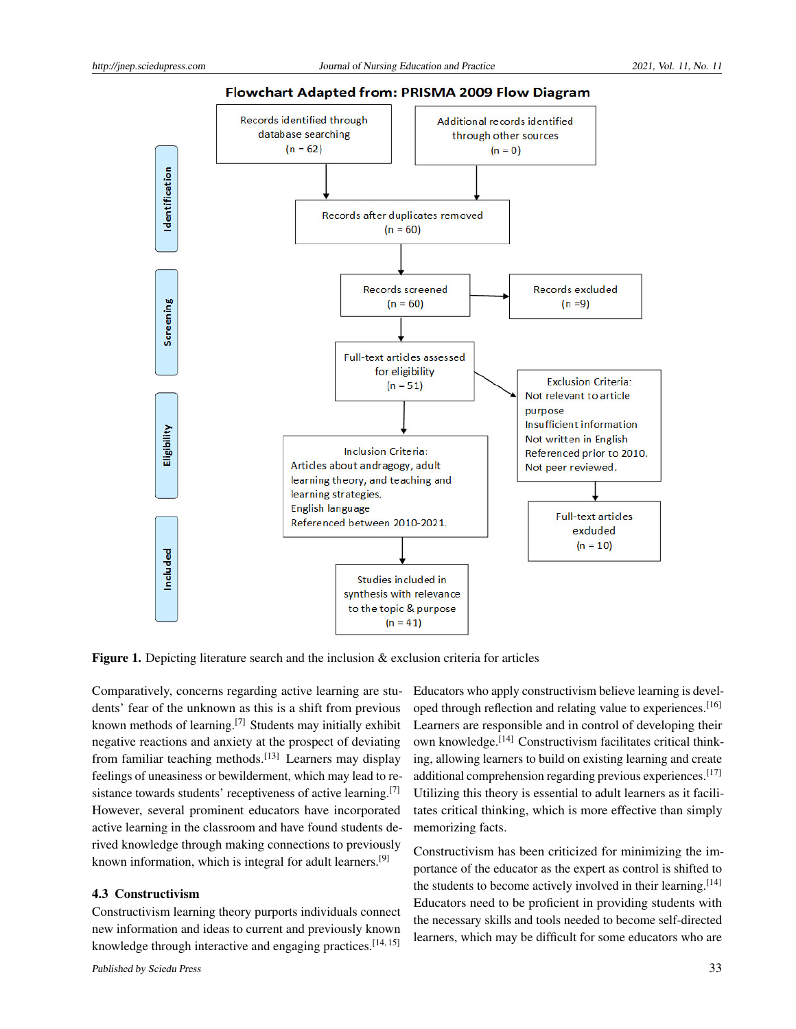**Flowchart Adapted from: PRISMA 2009 Flow Diagram**

**Identification**

- Records identified through database searching (n = 62)
- Additional records identified through other sources (n = 0)
- Records after duplicates removed (n = 60)

**Screening**

- Records screened (n = 60)
- Records excluded (n =9)

**Eligibility**

- Full-text articles assessed for eligibility (n = 51)
- Exclusion Criteria: Not relevant to article purpose; Insufficient information; Not written in English; Referenced prior to 2010. Not peer reviewed.
- Full-text articles excluded (n = 10)
- Inclusion Criteria: Articles about andragogy, adult learning theory, and teaching and learning strategies. English language; Referenced between 2010-2021.

**Included**

- Studies included in synthesis with relevance to the topic & purpose (n = 41)

**Figure 1.** Depicting literature search and the inclusion & exclusion criteria for articles

Comparatively, concerns regarding active learning are students' fear of the unknown as this is a shift from previous known methods of learning.[7] Students may initially exhibit negative reactions and anxiety at the prospect of deviating from familiar teaching methods.[13] Learners may display feelings of uneasiness or bewilderment, which may lead to resistance towards students' receptiveness of active learning.[7] However, several prominent educators have incorporated active learning in the classroom and have found students derived knowledge through making connections to previously known information, which is integral for adult learners.[9]

### 4.3 Constructivism

Constructivism learning theory purports individuals connect new information and ideas to current and previously known knowledge through interactive and engaging practices.[14, 15] Educators who apply constructivism believe learning is developed through reflection and relating value to experiences.[16] Learners are responsible and in control of developing their own knowledge.[14] Constructivism facilitates critical thinking, allowing learners to build on existing learning and create additional comprehension regarding previous experiences.[17] Utilizing this theory is essential to adult learners as it facilitates critical thinking, which is more effective than simply memorizing facts.

Constructivism has been criticized for minimizing the importance of the educator as the expert as control is shifted to the students to become actively involved in their learning.[14] Educators need to be proficient in providing students with the necessary skills and tools needed to become self-directed learners, which may be difficult for some educators who are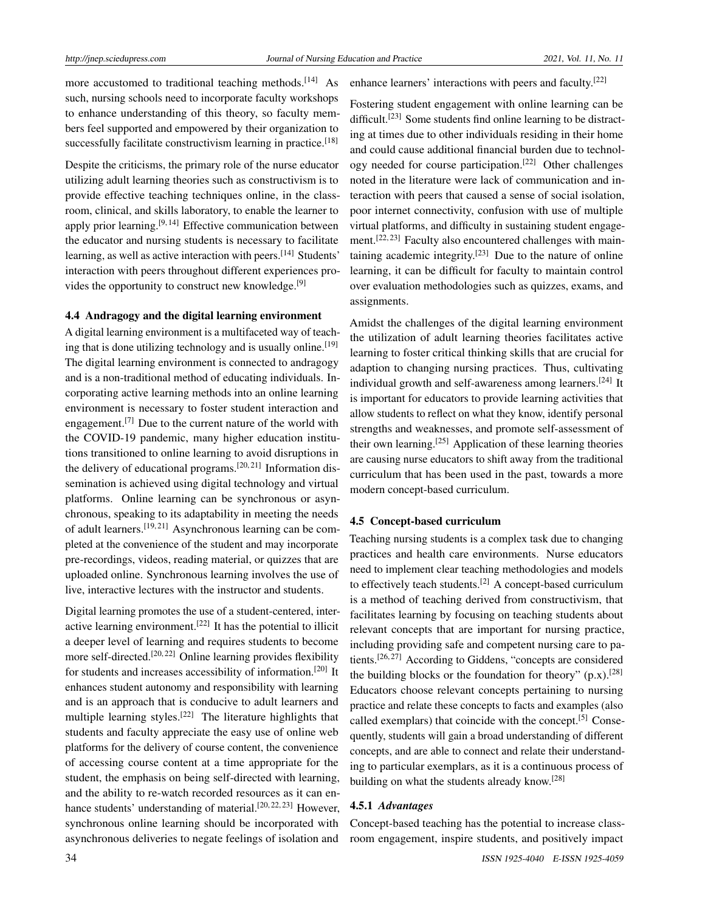more accustomed to traditional teaching methods.[14] As such, nursing schools need to incorporate faculty workshops to enhance understanding of this theory, so faculty members feel supported and empowered by their organization to successfully facilitate constructivism learning in practice.[18]

Despite the criticisms, the primary role of the nurse educator utilizing adult learning theories such as constructivism is to provide effective teaching techniques online, in the classroom, clinical, and skills laboratory, to enable the learner to apply prior learning.[9, 14] Effective communication between the educator and nursing students is necessary to facilitate learning, as well as active interaction with peers.[14] Students' interaction with peers throughout different experiences provides the opportunity to construct new knowledge.[9]

### 4.4 Andragogy and the digital learning environment

A digital learning environment is a multifaceted way of teaching that is done utilizing technology and is usually online.[19] The digital learning environment is connected to andragogy and is a non-traditional method of educating individuals. Incorporating active learning methods into an online learning environment is necessary to foster student interaction and engagement.[7] Due to the current nature of the world with the COVID-19 pandemic, many higher education institutions transitioned to online learning to avoid disruptions in the delivery of educational programs.[20, 21] Information dissemination is achieved using digital technology and virtual platforms. Online learning can be synchronous or asynchronous, speaking to its adaptability in meeting the needs of adult learners.[19, 21] Asynchronous learning can be completed at the convenience of the student and may incorporate pre-recordings, videos, reading material, or quizzes that are uploaded online. Synchronous learning involves the use of live, interactive lectures with the instructor and students.

Digital learning promotes the use of a student-centered, interactive learning environment.[22] It has the potential to illicit a deeper level of learning and requires students to become more self-directed.[20, 22] Online learning provides flexibility for students and increases accessibility of information.[20] It enhances student autonomy and responsibility with learning and is an approach that is conducive to adult learners and multiple learning styles.[22] The literature highlights that students and faculty appreciate the easy use of online web platforms for the delivery of course content, the convenience of accessing course content at a time appropriate for the student, the emphasis on being self-directed with learning, and the ability to re-watch recorded resources as it can enhance students' understanding of material.[20, 22, 23] However, synchronous online learning should be incorporated with asynchronous deliveries to negate feelings of isolation and enhance learners' interactions with peers and faculty.[22]

Fostering student engagement with online learning can be difficult.[23] Some students find online learning to be distracting at times due to other individuals residing in their home and could cause additional financial burden due to technology needed for course participation.[22] Other challenges noted in the literature were lack of communication and interaction with peers that caused a sense of social isolation, poor internet connectivity, confusion with use of multiple virtual platforms, and difficulty in sustaining student engagement.[22, 23] Faculty also encountered challenges with maintaining academic integrity.[23] Due to the nature of online learning, it can be difficult for faculty to maintain control over evaluation methodologies such as quizzes, exams, and assignments.

Amidst the challenges of the digital learning environment the utilization of adult learning theories facilitates active learning to foster critical thinking skills that are crucial for adaption to changing nursing practices. Thus, cultivating individual growth and self-awareness among learners.[24] It is important for educators to provide learning activities that allow students to reflect on what they know, identify personal strengths and weaknesses, and promote self-assessment of their own learning.[25] Application of these learning theories are causing nurse educators to shift away from the traditional curriculum that has been used in the past, towards a more modern concept-based curriculum.

### 4.5 Concept-based curriculum

Teaching nursing students is a complex task due to changing practices and health care environments. Nurse educators need to implement clear teaching methodologies and models to effectively teach students.[2] A concept-based curriculum is a method of teaching derived from constructivism, that facilitates learning by focusing on teaching students about relevant concepts that are important for nursing practice, including providing safe and competent nursing care to patients.[26, 27] According to Giddens, "concepts are considered the building blocks or the foundation for theory" (p.x).[28] Educators choose relevant concepts pertaining to nursing practice and relate these concepts to facts and examples (also called exemplars) that coincide with the concept.[5] Consequently, students will gain a broad understanding of different concepts, and are able to connect and relate their understanding to particular exemplars, as it is a continuous process of building on what the students already know.[28]

#### 4.5.1 *Advantages*

Concept-based teaching has the potential to increase classroom engagement, inspire students, and positively impact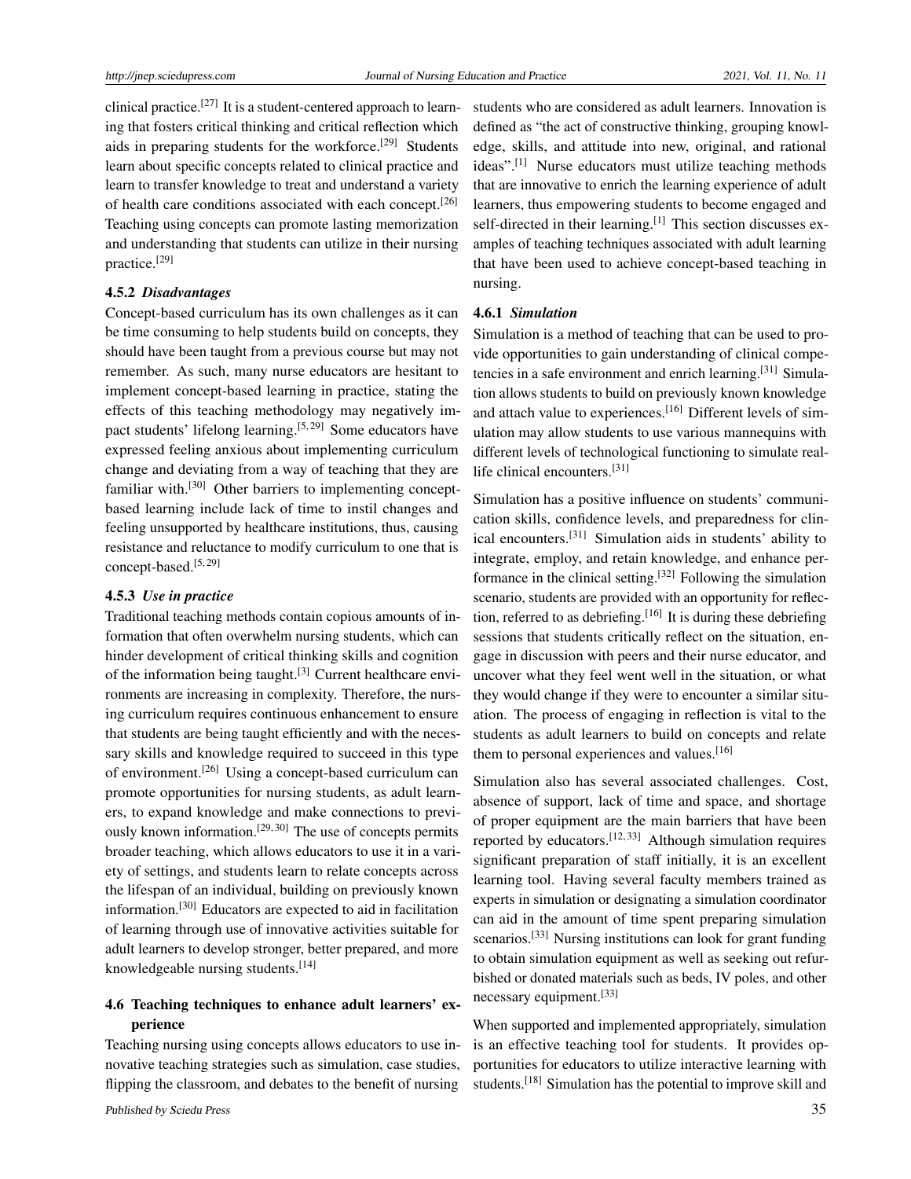clinical practice.[27] It is a student-centered approach to learning that fosters critical thinking and critical reflection which aids in preparing students for the workforce.[29] Students learn about specific concepts related to clinical practice and learn to transfer knowledge to treat and understand a variety of health care conditions associated with each concept.[26] Teaching using concepts can promote lasting memorization and understanding that students can utilize in their nursing practice.[29]

#### 4.5.2 *Disadvantages*

Concept-based curriculum has its own challenges as it can be time consuming to help students build on concepts, they should have been taught from a previous course but may not remember. As such, many nurse educators are hesitant to implement concept-based learning in practice, stating the effects of this teaching methodology may negatively impact students' lifelong learning.[5,29] Some educators have expressed feeling anxious about implementing curriculum change and deviating from a way of teaching that they are familiar with.[30] Other barriers to implementing concept-based learning include lack of time to instil changes and feeling unsupported by healthcare institutions, thus, causing resistance and reluctance to modify curriculum to one that is concept-based.[5,29]

#### 4.5.3 *Use in practice*

Traditional teaching methods contain copious amounts of information that often overwhelm nursing students, which can hinder development of critical thinking skills and cognition of the information being taught.[3] Current healthcare environments are increasing in complexity. Therefore, the nursing curriculum requires continuous enhancement to ensure that students are being taught efficiently and with the necessary skills and knowledge required to succeed in this type of environment.[26] Using a concept-based curriculum can promote opportunities for nursing students, as adult learners, to expand knowledge and make connections to previously known information.[29,30] The use of concepts permits broader teaching, which allows educators to use it in a variety of settings, and students learn to relate concepts across the lifespan of an individual, building on previously known information.[30] Educators are expected to aid in facilitation of learning through use of innovative activities suitable for adult learners to develop stronger, better prepared, and more knowledgeable nursing students.[14]

### 4.6 Teaching techniques to enhance adult learners' experience

Teaching nursing using concepts allows educators to use innovative teaching strategies such as simulation, case studies, flipping the classroom, and debates to the benefit of nursing students who are considered as adult learners. Innovation is defined as "the act of constructive thinking, grouping knowledge, skills, and attitude into new, original, and rational ideas".[1] Nurse educators must utilize teaching methods that are innovative to enrich the learning experience of adult learners, thus empowering students to become engaged and self-directed in their learning.[1] This section discusses examples of teaching techniques associated with adult learning that have been used to achieve concept-based teaching in nursing.

#### 4.6.1 *Simulation*

Simulation is a method of teaching that can be used to provide opportunities to gain understanding of clinical competencies in a safe environment and enrich learning.[31] Simulation allows students to build on previously known knowledge and attach value to experiences.[16] Different levels of simulation may allow students to use various mannequins with different levels of technological functioning to simulate real-life clinical encounters.[31]

Simulation has a positive influence on students' communication skills, confidence levels, and preparedness for clinical encounters.[31] Simulation aids in students' ability to integrate, employ, and retain knowledge, and enhance performance in the clinical setting.[32] Following the simulation scenario, students are provided with an opportunity for reflection, referred to as debriefing.[16] It is during these debriefing sessions that students critically reflect on the situation, engage in discussion with peers and their nurse educator, and uncover what they feel went well in the situation, or what they would change if they were to encounter a similar situation. The process of engaging in reflection is vital to the students as adult learners to build on concepts and relate them to personal experiences and values.[16]

Simulation also has several associated challenges. Cost, absence of support, lack of time and space, and shortage of proper equipment are the main barriers that have been reported by educators.[12,33] Although simulation requires significant preparation of staff initially, it is an excellent learning tool. Having several faculty members trained as experts in simulation or designating a simulation coordinator can aid in the amount of time spent preparing simulation scenarios.[33] Nursing institutions can look for grant funding to obtain simulation equipment as well as seeking out refurbished or donated materials such as beds, IV poles, and other necessary equipment.[33]

When supported and implemented appropriately, simulation is an effective teaching tool for students. It provides opportunities for educators to utilize interactive learning with students.[18] Simulation has the potential to improve skill and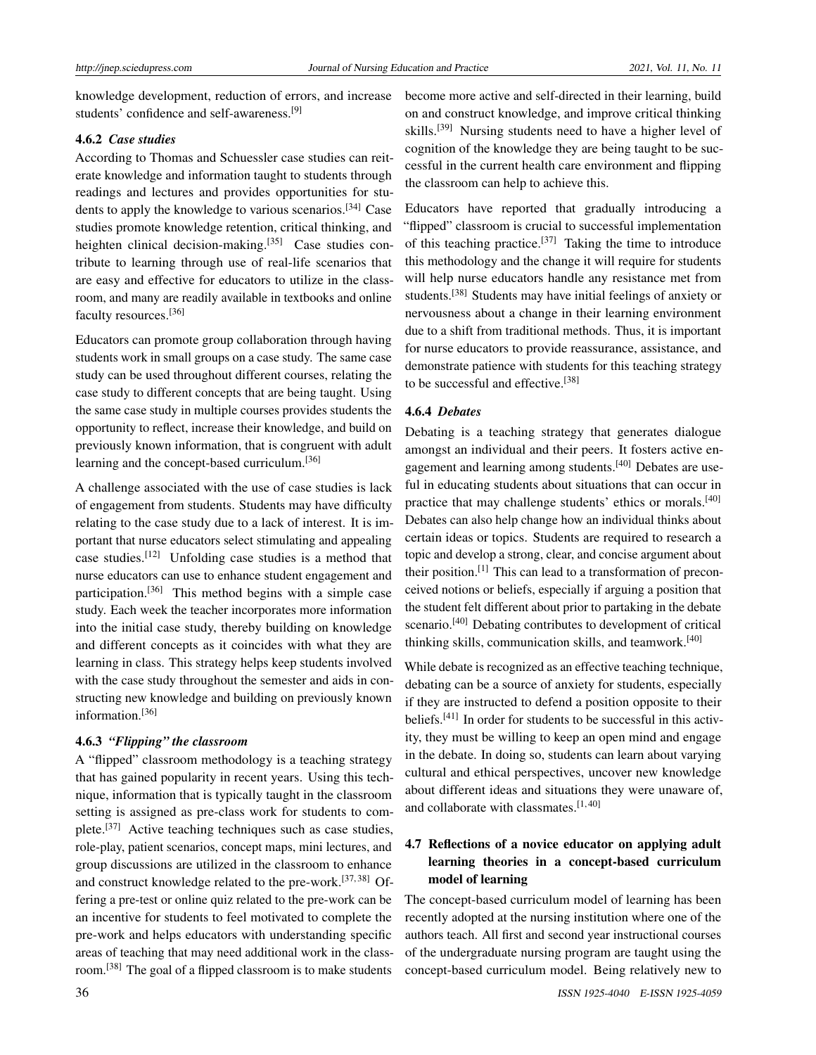knowledge development, reduction of errors, and increase students' confidence and self-awareness.[9]

#### 4.6.2 *Case studies*

According to Thomas and Schuessler case studies can reiterate knowledge and information taught to students through readings and lectures and provides opportunities for students to apply the knowledge to various scenarios.[34] Case studies promote knowledge retention, critical thinking, and heighten clinical decision-making.[35] Case studies contribute to learning through use of real-life scenarios that are easy and effective for educators to utilize in the classroom, and many are readily available in textbooks and online faculty resources.[36]

Educators can promote group collaboration through having students work in small groups on a case study. The same case study can be used throughout different courses, relating the case study to different concepts that are being taught. Using the same case study in multiple courses provides students the opportunity to reflect, increase their knowledge, and build on previously known information, that is congruent with adult learning and the concept-based curriculum.[36]

A challenge associated with the use of case studies is lack of engagement from students. Students may have difficulty relating to the case study due to a lack of interest. It is important that nurse educators select stimulating and appealing case studies.[12] Unfolding case studies is a method that nurse educators can use to enhance student engagement and participation.[36] This method begins with a simple case study. Each week the teacher incorporates more information into the initial case study, thereby building on knowledge and different concepts as it coincides with what they are learning in class. This strategy helps keep students involved with the case study throughout the semester and aids in constructing new knowledge and building on previously known information.[36]

#### 4.6.3 *"Flipping" the classroom*

A "flipped" classroom methodology is a teaching strategy that has gained popularity in recent years. Using this technique, information that is typically taught in the classroom setting is assigned as pre-class work for students to complete.[37] Active teaching techniques such as case studies, role-play, patient scenarios, concept maps, mini lectures, and group discussions are utilized in the classroom to enhance and construct knowledge related to the pre-work.[37,38] Offering a pre-test or online quiz related to the pre-work can be an incentive for students to feel motivated to complete the pre-work and helps educators with understanding specific areas of teaching that may need additional work in the classroom.[38] The goal of a flipped classroom is to make students become more active and self-directed in their learning, build on and construct knowledge, and improve critical thinking skills.[39] Nursing students need to have a higher level of cognition of the knowledge they are being taught to be successful in the current health care environment and flipping the classroom can help to achieve this.

Educators have reported that gradually introducing a "flipped" classroom is crucial to successful implementation of this teaching practice.[37] Taking the time to introduce this methodology and the change it will require for students will help nurse educators handle any resistance met from students.[38] Students may have initial feelings of anxiety or nervousness about a change in their learning environment due to a shift from traditional methods. Thus, it is important for nurse educators to provide reassurance, assistance, and demonstrate patience with students for this teaching strategy to be successful and effective.[38]

#### 4.6.4 *Debates*

Debating is a teaching strategy that generates dialogue amongst an individual and their peers. It fosters active engagement and learning among students.[40] Debates are useful in educating students about situations that can occur in practice that may challenge students' ethics or morals.[40] Debates can also help change how an individual thinks about certain ideas or topics. Students are required to research a topic and develop a strong, clear, and concise argument about their position.[1] This can lead to a transformation of preconceived notions or beliefs, especially if arguing a position that the student felt different about prior to partaking in the debate scenario.[40] Debating contributes to development of critical thinking skills, communication skills, and teamwork.[40]

While debate is recognized as an effective teaching technique, debating can be a source of anxiety for students, especially if they are instructed to defend a position opposite to their beliefs.[41] In order for students to be successful in this activity, they must be willing to keep an open mind and engage in the debate. In doing so, students can learn about varying cultural and ethical perspectives, uncover new knowledge about different ideas and situations they were unaware of, and collaborate with classmates.[1,40]

### 4.7 Reflections of a novice educator on applying adult learning theories in a concept-based curriculum model of learning

The concept-based curriculum model of learning has been recently adopted at the nursing institution where one of the authors teach. All first and second year instructional courses of the undergraduate nursing program are taught using the concept-based curriculum model. Being relatively new to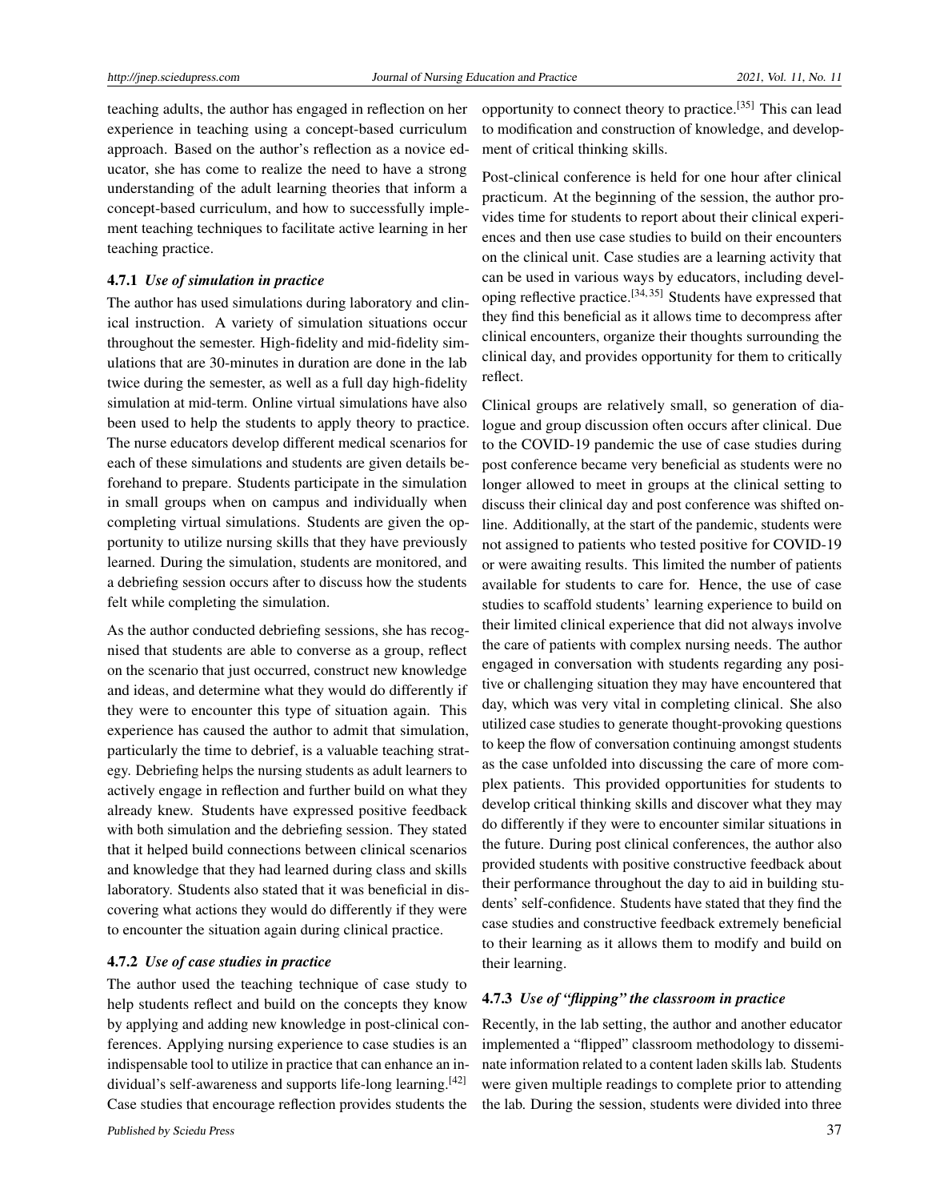teaching adults, the author has engaged in reflection on her experience in teaching using a concept-based curriculum approach. Based on the author's reflection as a novice educator, she has come to realize the need to have a strong understanding of the adult learning theories that inform a concept-based curriculum, and how to successfully implement teaching techniques to facilitate active learning in her teaching practice.

#### 4.7.1 *Use of simulation in practice*

The author has used simulations during laboratory and clinical instruction. A variety of simulation situations occur throughout the semester. High-fidelity and mid-fidelity simulations that are 30-minutes in duration are done in the lab twice during the semester, as well as a full day high-fidelity simulation at mid-term. Online virtual simulations have also been used to help the students to apply theory to practice. The nurse educators develop different medical scenarios for each of these simulations and students are given details beforehand to prepare. Students participate in the simulation in small groups when on campus and individually when completing virtual simulations. Students are given the opportunity to utilize nursing skills that they have previously learned. During the simulation, students are monitored, and a debriefing session occurs after to discuss how the students felt while completing the simulation.

As the author conducted debriefing sessions, she has recognised that students are able to converse as a group, reflect on the scenario that just occurred, construct new knowledge and ideas, and determine what they would do differently if they were to encounter this type of situation again. This experience has caused the author to admit that simulation, particularly the time to debrief, is a valuable teaching strategy. Debriefing helps the nursing students as adult learners to actively engage in reflection and further build on what they already knew. Students have expressed positive feedback with both simulation and the debriefing session. They stated that it helped build connections between clinical scenarios and knowledge that they had learned during class and skills laboratory. Students also stated that it was beneficial in discovering what actions they would do differently if they were to encounter the situation again during clinical practice.

#### 4.7.2 *Use of case studies in practice*

The author used the teaching technique of case study to help students reflect and build on the concepts they know by applying and adding new knowledge in post-clinical conferences. Applying nursing experience to case studies is an indispensable tool to utilize in practice that can enhance an individual's self-awareness and supports life-long learning.[42] Case studies that encourage reflection provides students the opportunity to connect theory to practice.[35] This can lead to modification and construction of knowledge, and development of critical thinking skills.

Post-clinical conference is held for one hour after clinical practicum. At the beginning of the session, the author provides time for students to report about their clinical experiences and then use case studies to build on their encounters on the clinical unit. Case studies are a learning activity that can be used in various ways by educators, including developing reflective practice.[34, 35] Students have expressed that they find this beneficial as it allows time to decompress after clinical encounters, organize their thoughts surrounding the clinical day, and provides opportunity for them to critically reflect.

Clinical groups are relatively small, so generation of dialogue and group discussion often occurs after clinical. Due to the COVID-19 pandemic the use of case studies during post conference became very beneficial as students were no longer allowed to meet in groups at the clinical setting to discuss their clinical day and post conference was shifted online. Additionally, at the start of the pandemic, students were not assigned to patients who tested positive for COVID-19 or were awaiting results. This limited the number of patients available for students to care for. Hence, the use of case studies to scaffold students' learning experience to build on their limited clinical experience that did not always involve the care of patients with complex nursing needs. The author engaged in conversation with students regarding any positive or challenging situation they may have encountered that day, which was very vital in completing clinical. She also utilized case studies to generate thought-provoking questions to keep the flow of conversation continuing amongst students as the case unfolded into discussing the care of more complex patients. This provided opportunities for students to develop critical thinking skills and discover what they may do differently if they were to encounter similar situations in the future. During post clinical conferences, the author also provided students with positive constructive feedback about their performance throughout the day to aid in building students' self-confidence. Students have stated that they find the case studies and constructive feedback extremely beneficial to their learning as it allows them to modify and build on their learning.

#### 4.7.3 *Use of "flipping" the classroom in practice*

Recently, in the lab setting, the author and another educator implemented a "flipped" classroom methodology to disseminate information related to a content laden skills lab. Students were given multiple readings to complete prior to attending the lab. During the session, students were divided into three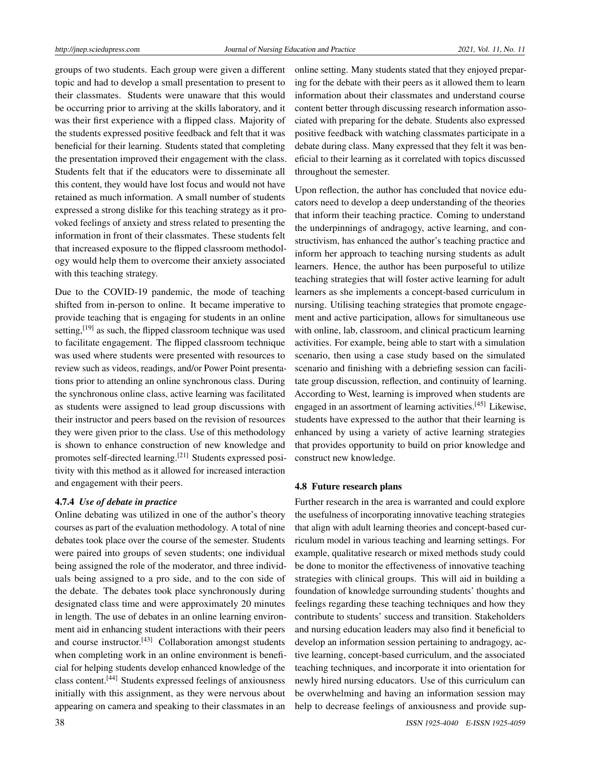groups of two students. Each group were given a different topic and had to develop a small presentation to present to their classmates. Students were unaware that this would be occurring prior to arriving at the skills laboratory, and it was their first experience with a flipped class. Majority of the students expressed positive feedback and felt that it was beneficial for their learning. Students stated that completing the presentation improved their engagement with the class. Students felt that if the educators were to disseminate all this content, they would have lost focus and would not have retained as much information. A small number of students expressed a strong dislike for this teaching strategy as it provoked feelings of anxiety and stress related to presenting the information in front of their classmates. These students felt that increased exposure to the flipped classroom methodology would help them to overcome their anxiety associated with this teaching strategy.

Due to the COVID-19 pandemic, the mode of teaching shifted from in-person to online. It became imperative to provide teaching that is engaging for students in an online setting,[19] as such, the flipped classroom technique was used to facilitate engagement. The flipped classroom technique was used where students were presented with resources to review such as videos, readings, and/or Power Point presentations prior to attending an online synchronous class. During the synchronous online class, active learning was facilitated as students were assigned to lead group discussions with their instructor and peers based on the revision of resources they were given prior to the class. Use of this methodology is shown to enhance construction of new knowledge and promotes self-directed learning.[21] Students expressed positivity with this method as it allowed for increased interaction and engagement with their peers.

#### 4.7.4 *Use of debate in practice*

Online debating was utilized in one of the author's theory courses as part of the evaluation methodology. A total of nine debates took place over the course of the semester. Students were paired into groups of seven students; one individual being assigned the role of the moderator, and three individuals being assigned to a pro side, and to the con side of the debate. The debates took place synchronously during designated class time and were approximately 20 minutes in length. The use of debates in an online learning environment aid in enhancing student interactions with their peers and course instructor.[43] Collaboration amongst students when completing work in an online environment is beneficial for helping students develop enhanced knowledge of the class content.[44] Students expressed feelings of anxiousness initially with this assignment, as they were nervous about appearing on camera and speaking to their classmates in an online setting. Many students stated that they enjoyed preparing for the debate with their peers as it allowed them to learn information about their classmates and understand course content better through discussing research information associated with preparing for the debate. Students also expressed positive feedback with watching classmates participate in a debate during class. Many expressed that they felt it was beneficial to their learning as it correlated with topics discussed throughout the semester.

Upon reflection, the author has concluded that novice educators need to develop a deep understanding of the theories that inform their teaching practice. Coming to understand the underpinnings of andragogy, active learning, and constructivism, has enhanced the author's teaching practice and inform her approach to teaching nursing students as adult learners. Hence, the author has been purposeful to utilize teaching strategies that will foster active learning for adult learners as she implements a concept-based curriculum in nursing. Utilising teaching strategies that promote engagement and active participation, allows for simultaneous use with online, lab, classroom, and clinical practicum learning activities. For example, being able to start with a simulation scenario, then using a case study based on the simulated scenario and finishing with a debriefing session can facilitate group discussion, reflection, and continuity of learning. According to West, learning is improved when students are engaged in an assortment of learning activities.[45] Likewise, students have expressed to the author that their learning is enhanced by using a variety of active learning strategies that provides opportunity to build on prior knowledge and construct new knowledge.

### 4.8 Future research plans

Further research in the area is warranted and could explore the usefulness of incorporating innovative teaching strategies that align with adult learning theories and concept-based curriculum model in various teaching and learning settings. For example, qualitative research or mixed methods study could be done to monitor the effectiveness of innovative teaching strategies with clinical groups. This will aid in building a foundation of knowledge surrounding students' thoughts and feelings regarding these teaching techniques and how they contribute to students' success and transition. Stakeholders and nursing education leaders may also find it beneficial to develop an information session pertaining to andragogy, active learning, concept-based curriculum, and the associated teaching techniques, and incorporate it into orientation for newly hired nursing educators. Use of this curriculum can be overwhelming and having an information session may help to decrease feelings of anxiousness and provide sup-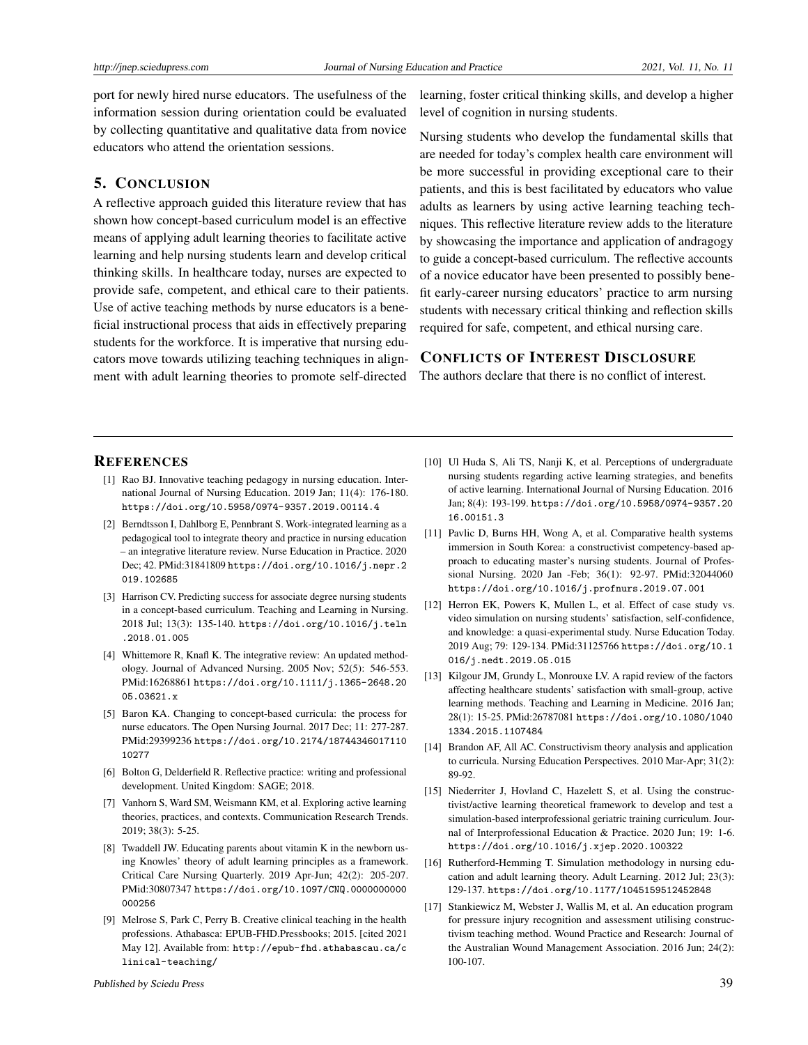port for newly hired nurse educators. The usefulness of the information session during orientation could be evaluated by collecting quantitative and qualitative data from novice educators who attend the orientation sessions.

## 5. CONCLUSION

A reflective approach guided this literature review that has shown how concept-based curriculum model is an effective means of applying adult learning theories to facilitate active learning and help nursing students learn and develop critical thinking skills. In healthcare today, nurses are expected to provide safe, competent, and ethical care to their patients. Use of active teaching methods by nurse educators is a beneficial instructional process that aids in effectively preparing students for the workforce. It is imperative that nursing educators move towards utilizing teaching techniques in alignment with adult learning theories to promote self-directed learning, foster critical thinking skills, and develop a higher level of cognition in nursing students.

Nursing students who develop the fundamental skills that are needed for today's complex health care environment will be more successful in providing exceptional care to their patients, and this is best facilitated by educators who value adults as learners by using active learning teaching techniques. This reflective literature review adds to the literature by showcasing the importance and application of andragogy to guide a concept-based curriculum. The reflective accounts of a novice educator have been presented to possibly benefit early-career nursing educators' practice to arm nursing students with necessary critical thinking and reflection skills required for safe, competent, and ethical nursing care.

## CONFLICTS OF INTEREST DISCLOSURE

The authors declare that there is no conflict of interest.

## REFERENCES

[1] Rao BJ. Innovative teaching pedagogy in nursing education. International Journal of Nursing Education. 2019 Jan; 11(4): 176-180. https://doi.org/10.5958/0974-9357.2019.00114.4

[2] Berndtsson I, Dahlborg E, Pennbrant S. Work-integrated learning as a pedagogical tool to integrate theory and practice in nursing education – an integrative literature review. Nurse Education in Practice. 2020 Dec; 42. PMid:31841809 https://doi.org/10.1016/j.nepr.2019.102685

[3] Harrison CV. Predicting success for associate degree nursing students in a concept-based curriculum. Teaching and Learning in Nursing. 2018 Jul; 13(3): 135-140. https://doi.org/10.1016/j.teln.2018.01.005

[4] Whittemore R, Knafl K. The integrative review: An updated methodology. Journal of Advanced Nursing. 2005 Nov; 52(5): 546-553. PMid:16268861 https://doi.org/10.1111/j.1365-2648.2005.03621.x

[5] Baron KA. Changing to concept-based curricula: the process for nurse educators. The Open Nursing Journal. 2017 Dec; 11: 277-287. PMid:29399236 https://doi.org/10.2174/1874434601711010277

[6] Bolton G, Delderfield R. Reflective practice: writing and professional development. United Kingdom: SAGE; 2018.

[7] Vanhorn S, Ward SM, Weismann KM, et al. Exploring active learning theories, practices, and contexts. Communication Research Trends. 2019; 38(3): 5-25.

[8] Twaddell JW. Educating parents about vitamin K in the newborn using Knowles' theory of adult learning principles as a framework. Critical Care Nursing Quarterly. 2019 Apr-Jun; 42(2): 205-207. PMid:30807347 https://doi.org/10.1097/CNQ.0000000000000256

[9] Melrose S, Park C, Perry B. Creative clinical teaching in the health professions. Athabasca: EPUB-FHD.Pressbooks; 2015. [cited 2021 May 12]. Available from: http://epub-fhd.athabascau.ca/clinical-teaching/

[10] Ul Huda S, Ali TS, Nanji K, et al. Perceptions of undergraduate nursing students regarding active learning strategies, and benefits of active learning. International Journal of Nursing Education. 2016 Jan; 8(4): 193-199. https://doi.org/10.5958/0974-9357.2016.00151.3

[11] Pavlic D, Burns HH, Wong A, et al. Comparative health systems immersion in South Korea: a constructivist competency-based approach to educating master's nursing students. Journal of Professional Nursing. 2020 Jan -Feb; 36(1): 92-97. PMid:32044060 https://doi.org/10.1016/j.profnurs.2019.07.001

[12] Herron EK, Powers K, Mullen L, et al. Effect of case study vs. video simulation on nursing students' satisfaction, self-confidence, and knowledge: a quasi-experimental study. Nurse Education Today. 2019 Aug; 79: 129-134. PMid:31125766 https://doi.org/10.1016/j.nedt.2019.05.015

[13] Kilgour JM, Grundy L, Monrouxe LV. A rapid review of the factors affecting healthcare students' satisfaction with small-group, active learning methods. Teaching and Learning in Medicine. 2016 Jan; 28(1): 15-25. PMid:26787081 https://doi.org/10.1080/10401334.2015.1107484

[14] Brandon AF, All AC. Constructivism theory analysis and application to curricula. Nursing Education Perspectives. 2010 Mar-Apr; 31(2): 89-92.

[15] Niederriter J, Hovland C, Hazelett S, et al. Using the constructivist/active learning theoretical framework to develop and test a simulation-based interprofessional geriatric training curriculum. Journal of Interprofessional Education & Practice. 2020 Jun; 19: 1-6. https://doi.org/10.1016/j.xjep.2020.100322

[16] Rutherford-Hemming T. Simulation methodology in nursing education and adult learning theory. Adult Learning. 2012 Jul; 23(3): 129-137. https://doi.org/10.1177/1045159512452848

[17] Stankiewicz M, Webster J, Wallis M, et al. An education program for pressure injury recognition and assessment utilising constructivism teaching method. Wound Practice and Research: Journal of the Australian Wound Management Association. 2016 Jun; 24(2): 100-107.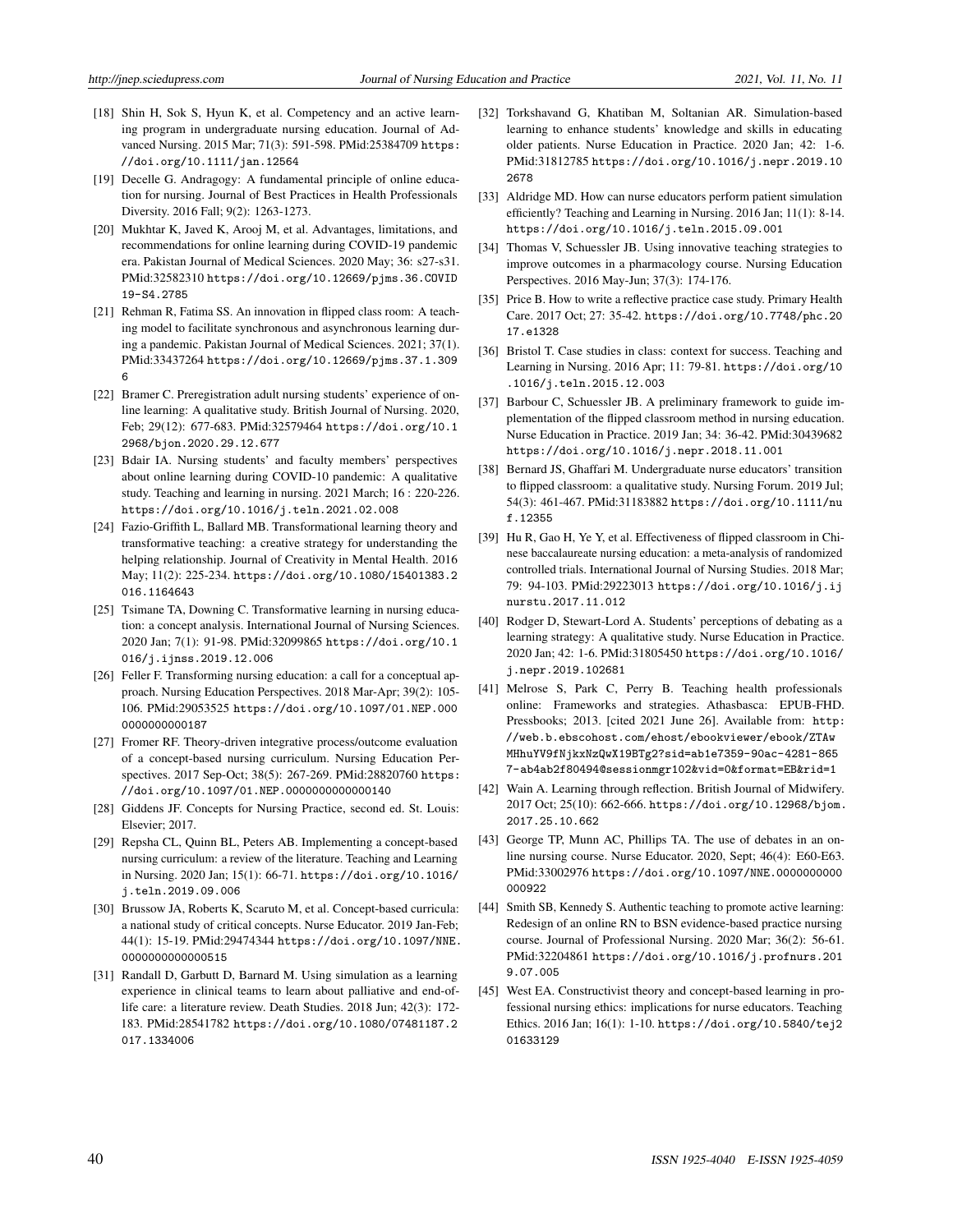[18] Shin H, Sok S, Hyun K, et al. Competency and an active learning program in undergraduate nursing education. Journal of Advanced Nursing. 2015 Mar; 71(3): 591-598. PMid:25384709 https://doi.org/10.1111/jan.12564

[19] Decelle G. Andragogy: A fundamental principle of online education for nursing. Journal of Best Practices in Health Professionals Diversity. 2016 Fall; 9(2): 1263-1273.

[20] Mukhtar K, Javed K, Arooj M, et al. Advantages, limitations, and recommendations for online learning during COVID-19 pandemic era. Pakistan Journal of Medical Sciences. 2020 May; 36: s27-s31. PMid:32582310 https://doi.org/10.12669/pjms.36.COVID19-S4.2785

[21] Rehman R, Fatima SS. An innovation in flipped class room: A teaching model to facilitate synchronous and asynchronous learning during a pandemic. Pakistan Journal of Medical Sciences. 2021; 37(1). PMid:33437264 https://doi.org/10.12669/pjms.37.1.3096

[22] Bramer C. Preregistration adult nursing students' experience of online learning: A qualitative study. British Journal of Nursing. 2020, Feb; 29(12): 677-683. PMid:32579464 https://doi.org/10.12968/bjon.2020.29.12.677

[23] Bdair IA. Nursing students' and faculty members' perspectives about online learning during COVID-10 pandemic: A qualitative study. Teaching and learning in nursing. 2021 March; 16 : 220-226. https://doi.org/10.1016/j.teln.2021.02.008

[24] Fazio-Griffith L, Ballard MB. Transformational learning theory and transformative teaching: a creative strategy for understanding the helping relationship. Journal of Creativity in Mental Health. 2016 May; 11(2): 225-234. https://doi.org/10.1080/15401383.2016.1164643

[25] Tsimane TA, Downing C. Transformative learning in nursing education: a concept analysis. International Journal of Nursing Sciences. 2020 Jan; 7(1): 91-98. PMid:32099865 https://doi.org/10.1016/j.ijnss.2019.12.006

[26] Feller F. Transforming nursing education: a call for a conceptual approach. Nursing Education Perspectives. 2018 Mar-Apr; 39(2): 105-106. PMid:29053525 https://doi.org/10.1097/01.NEP.0000000000000187

[27] Fromer RF. Theory-driven integrative process/outcome evaluation of a concept-based nursing curriculum. Nursing Education Perspectives. 2017 Sep-Oct; 38(5): 267-269. PMid:28820760 https://doi.org/10.1097/01.NEP.0000000000000140

[28] Giddens JF. Concepts for Nursing Practice, second ed. St. Louis: Elsevier; 2017.

[29] Repsha CL, Quinn BL, Peters AB. Implementing a concept-based nursing curriculum: a review of the literature. Teaching and Learning in Nursing. 2020 Jan; 15(1): 66-71. https://doi.org/10.1016/j.teln.2019.09.006

[30] Brussow JA, Roberts K, Scaruto M, et al. Concept-based curricula: a national study of critical concepts. Nurse Educator. 2019 Jan-Feb; 44(1): 15-19. PMid:29474344 https://doi.org/10.1097/NNE.0000000000000515

[31] Randall D, Garbutt D, Barnard M. Using simulation as a learning experience in clinical teams to learn about palliative and end-of-life care: a literature review. Death Studies. 2018 Jun; 42(3): 172-183. PMid:28541782 https://doi.org/10.1080/07481187.2017.1334006

[32] Torkshavand G, Khatiban M, Soltanian AR. Simulation-based learning to enhance students' knowledge and skills in educating older patients. Nurse Education in Practice. 2020 Jan; 42: 1-6. PMid:31812785 https://doi.org/10.1016/j.nepr.2019.102678

[33] Aldridge MD. How can nurse educators perform patient simulation efficiently? Teaching and Learning in Nursing. 2016 Jan; 11(1): 8-14. https://doi.org/10.1016/j.teln.2015.09.001

[34] Thomas V, Schuessler JB. Using innovative teaching strategies to improve outcomes in a pharmacology course. Nursing Education Perspectives. 2016 May-Jun; 37(3): 174-176.

[35] Price B. How to write a reflective practice case study. Primary Health Care. 2017 Oct; 27: 35-42. https://doi.org/10.7748/phc.2017.e1328

[36] Bristol T. Case studies in class: context for success. Teaching and Learning in Nursing. 2016 Apr; 11: 79-81. https://doi.org/10.1016/j.teln.2015.12.003

[37] Barbour C, Schuessler JB. A preliminary framework to guide implementation of the flipped classroom method in nursing education. Nurse Education in Practice. 2019 Jan; 34: 36-42. PMid:30439682 https://doi.org/10.1016/j.nepr.2018.11.001

[38] Bernard JS, Ghaffari M. Undergraduate nurse educators' transition to flipped classroom: a qualitative study. Nursing Forum. 2019 Jul; 54(3): 461-467. PMid:31183882 https://doi.org/10.1111/nuf.12355

[39] Hu R, Gao H, Ye Y, et al. Effectiveness of flipped classroom in Chinese baccalaureate nursing education: a meta-analysis of randomized controlled trials. International Journal of Nursing Studies. 2018 Mar; 79: 94-103. PMid:29223013 https://doi.org/10.1016/j.ijnurstu.2017.11.012

[40] Rodger D, Stewart-Lord A. Students' perceptions of debating as a learning strategy: A qualitative study. Nurse Education in Practice. 2020 Jan; 42: 1-6. PMid:31805450 https://doi.org/10.1016/j.nepr.2019.102681

[41] Melrose S, Park C, Perry B. Teaching health professionals online: Frameworks and strategies. Athasbasca: EPUB-FHD. Pressbooks; 2013. [cited 2021 June 26]. Available from: http://web.b.ebscohost.com/ehost/ebookviewer/ebook/ZTAwMHhuYV9fNjkxNzQwX19BTg2?sid=ab1e7359-90ac-4281-8657-ab4ab2f80494@sessionmgr102&vid=0&format=EB&rid=1

[42] Wain A. Learning through reflection. British Journal of Midwifery. 2017 Oct; 25(10): 662-666. https://doi.org/10.12968/bjom.2017.25.10.662

[43] George TP, Munn AC, Phillips TA. The use of debates in an online nursing course. Nurse Educator. 2020, Sept; 46(4): E60-E63. PMid:33002976 https://doi.org/10.1097/NNE.0000000000000922

[44] Smith SB, Kennedy S. Authentic teaching to promote active learning: Redesign of an online RN to BSN evidence-based practice nursing course. Journal of Professional Nursing. 2020 Mar; 36(2): 56-61. PMid:32204861 https://doi.org/10.1016/j.profnurs.2019.07.005

[45] West EA. Constructivist theory and concept-based learning in professional nursing ethics: implications for nurse educators. Teaching Ethics. 2016 Jan; 16(1): 1-10. https://doi.org/10.5840/tej201633129